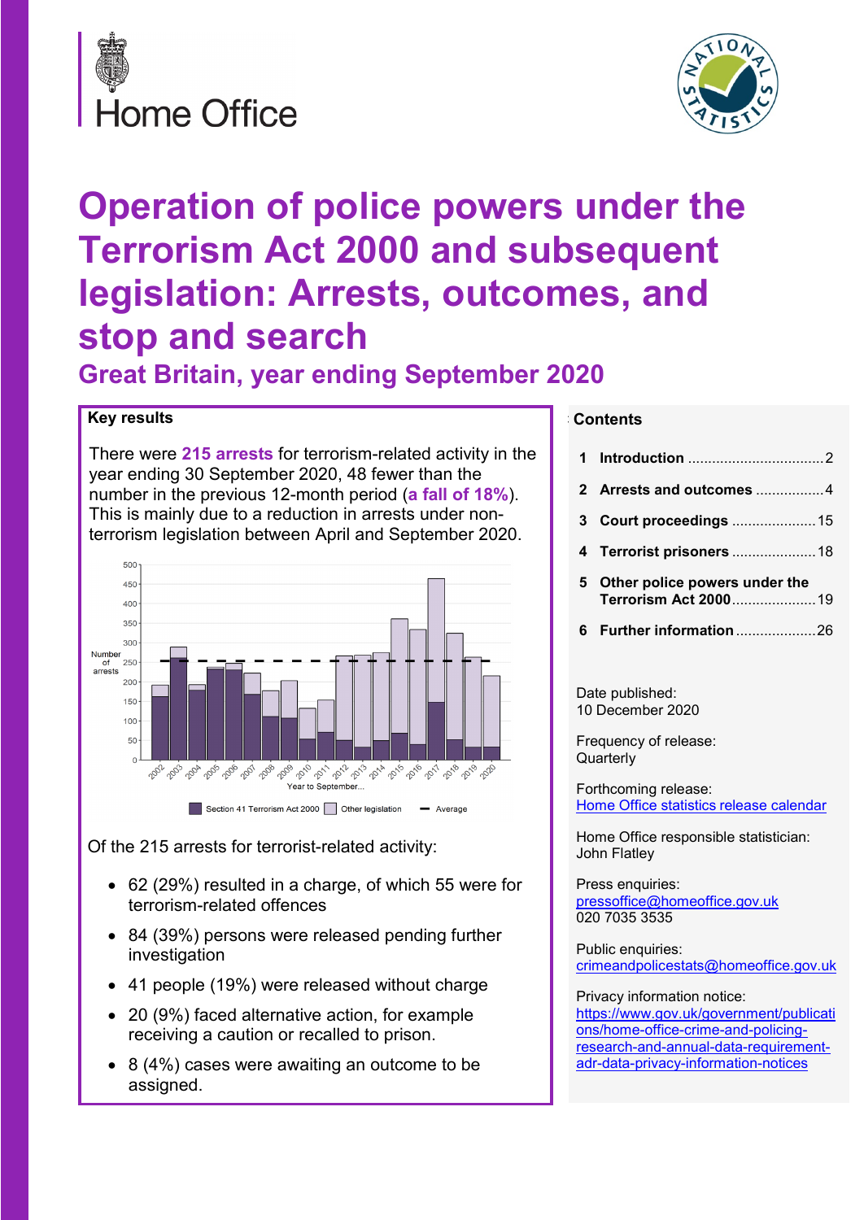Home Office

# Operation of police powers under the Terrorism Act 2000 and subsequent legislation: Arrests, outcomes, and stop and search

## Great Britain, year ending September 2020

### Key results

There were **215 arrests** for terrorism-related activity in the year ending 30 September 2020, 48 fewer than the number in the previous 12-month period (**a fall of 18%**). This is mainly due to a reduction in arrests under non-terrorism legislation between April and September 2020.

Of the 215 arrests for terrorist-related activity:

- 62 (29%) resulted in a charge, of which 55 were for terrorism-related offences
- 84 (39%) persons were released pending further investigation
- 41 people (19%) were released without charge
- 20 (9%) faced alternative action, for example receiving a caution or recalled to prison.
- 8 (4%) cases were awaiting an outcome to be assigned.

### Contents

1. **Introduction** ..... 2
2. **Arrests and outcomes** ..... 4
3. **Court proceedings** ..... 15
4. **Terrorist prisoners** ..... 18
5. **Other police powers under the Terrorism Act 2000** ..... 19
6. **Further information** ..... 26

Date published:
10 December 2020

Frequency of release:
Quarterly

Forthcoming release:
Home Office statistics release calendar

Home Office responsible statistician:
John Flatley

Press enquiries:
pressoffice@homeoffice.gov.uk
020 7035 3535

Public enquiries:
crimeandpolicestats@homeoffice.gov.uk

Privacy information notice:
https://www.gov.uk/government/publications/home-office-crime-and-policing-research-and-annual-data-requirement-adr-data-privacy-information-notices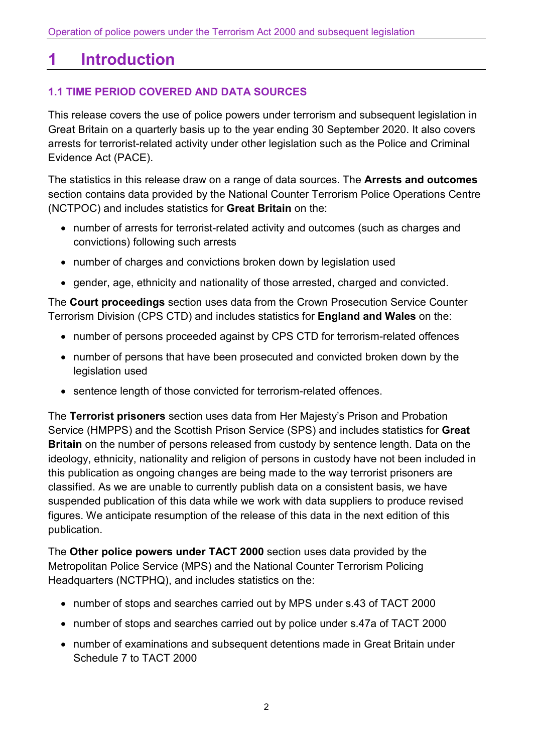# 1 Introduction

### 1.1 TIME PERIOD COVERED AND DATA SOURCES

This release covers the use of police powers under terrorism and subsequent legislation in Great Britain on a quarterly basis up to the year ending 30 September 2020. It also covers arrests for terrorist-related activity under other legislation such as the Police and Criminal Evidence Act (PACE).

The statistics in this release draw on a range of data sources. The **Arrests and outcomes** section contains data provided by the National Counter Terrorism Police Operations Centre (NCTPOC) and includes statistics for **Great Britain** on the:

- number of arrests for terrorist-related activity and outcomes (such as charges and convictions) following such arrests
- number of charges and convictions broken down by legislation used
- gender, age, ethnicity and nationality of those arrested, charged and convicted.

The **Court proceedings** section uses data from the Crown Prosecution Service Counter Terrorism Division (CPS CTD) and includes statistics for **England and Wales** on the:

- number of persons proceeded against by CPS CTD for terrorism-related offences
- number of persons that have been prosecuted and convicted broken down by the legislation used
- sentence length of those convicted for terrorism-related offences.

The **Terrorist prisoners** section uses data from Her Majesty's Prison and Probation Service (HMPPS) and the Scottish Prison Service (SPS) and includes statistics for **Great Britain** on the number of persons released from custody by sentence length. Data on the ideology, ethnicity, nationality and religion of persons in custody have not been included in this publication as ongoing changes are being made to the way terrorist prisoners are classified. As we are unable to currently publish data on a consistent basis, we have suspended publication of this data while we work with data suppliers to produce revised figures. We anticipate resumption of the release of this data in the next edition of this publication.

The **Other police powers under TACT 2000** section uses data provided by the Metropolitan Police Service (MPS) and the National Counter Terrorism Policing Headquarters (NCTPHQ), and includes statistics on the:

- number of stops and searches carried out by MPS under s.43 of TACT 2000
- number of stops and searches carried out by police under s.47a of TACT 2000
- number of examinations and subsequent detentions made in Great Britain under Schedule 7 to TACT 2000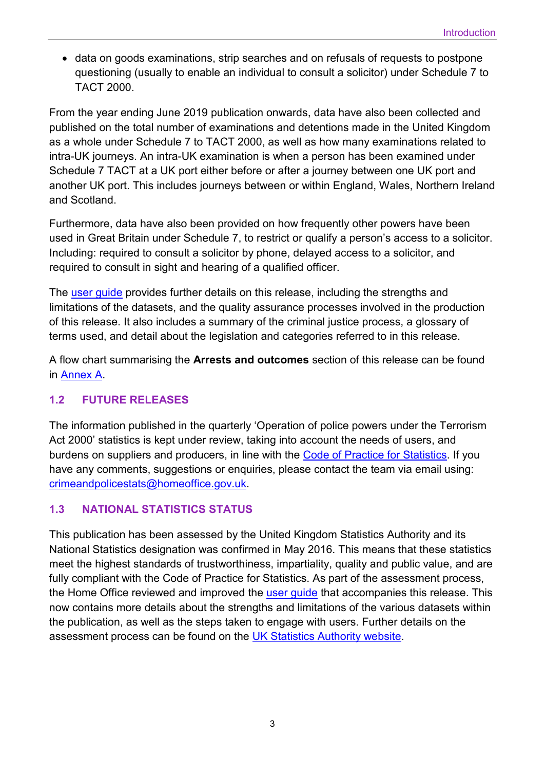- data on goods examinations, strip searches and on refusals of requests to postpone questioning (usually to enable an individual to consult a solicitor) under Schedule 7 to TACT 2000.

From the year ending June 2019 publication onwards, data have also been collected and published on the total number of examinations and detentions made in the United Kingdom as a whole under Schedule 7 to TACT 2000, as well as how many examinations related to intra-UK journeys. An intra-UK examination is when a person has been examined under Schedule 7 TACT at a UK port either before or after a journey between one UK port and another UK port. This includes journeys between or within England, Wales, Northern Ireland and Scotland.

Furthermore, data have also been provided on how frequently other powers have been used in Great Britain under Schedule 7, to restrict or qualify a person's access to a solicitor. Including: required to consult a solicitor by phone, delayed access to a solicitor, and required to consult in sight and hearing of a qualified officer.

The user guide provides further details on this release, including the strengths and limitations of the datasets, and the quality assurance processes involved in the production of this release. It also includes a summary of the criminal justice process, a glossary of terms used, and detail about the legislation and categories referred to in this release.

A flow chart summarising the **Arrests and outcomes** section of this release can be found in Annex A.

### 1.2 FUTURE RELEASES

The information published in the quarterly 'Operation of police powers under the Terrorism Act 2000' statistics is kept under review, taking into account the needs of users, and burdens on suppliers and producers, in line with the Code of Practice for Statistics. If you have any comments, suggestions or enquiries, please contact the team via email using: crimeandpolicestats@homeoffice.gov.uk.

### 1.3 NATIONAL STATISTICS STATUS

This publication has been assessed by the United Kingdom Statistics Authority and its National Statistics designation was confirmed in May 2016. This means that these statistics meet the highest standards of trustworthiness, impartiality, quality and public value, and are fully compliant with the Code of Practice for Statistics. As part of the assessment process, the Home Office reviewed and improved the user guide that accompanies this release. This now contains more details about the strengths and limitations of the various datasets within the publication, as well as the steps taken to engage with users. Further details on the assessment process can be found on the UK Statistics Authority website.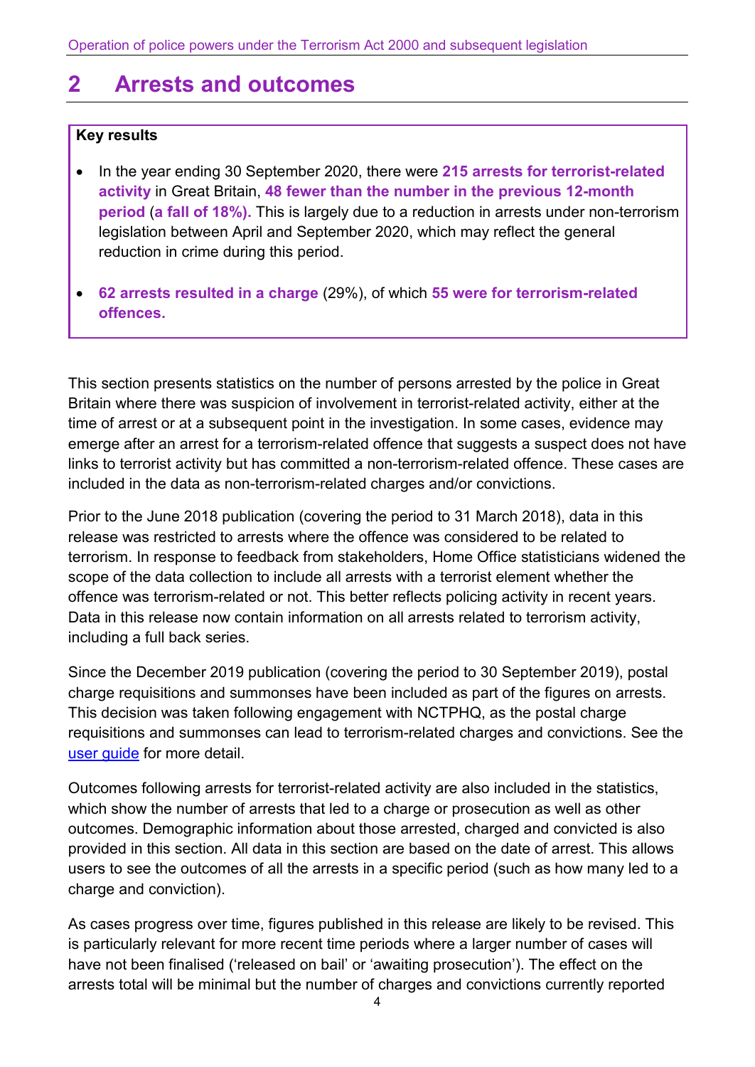## 2 Arrests and outcomes

**Key results**

- In the year ending 30 September 2020, there were **215 arrests for terrorist-related activity** in Great Britain, **48 fewer than the number in the previous 12-month period** (**a fall of 18%).** This is largely due to a reduction in arrests under non-terrorism legislation between April and September 2020, which may reflect the general reduction in crime during this period.

- **62 arrests resulted in a charge** (29%), of which **55 were for terrorism-related offences.**

This section presents statistics on the number of persons arrested by the police in Great Britain where there was suspicion of involvement in terrorist-related activity, either at the time of arrest or at a subsequent point in the investigation. In some cases, evidence may emerge after an arrest for a terrorism-related offence that suggests a suspect does not have links to terrorist activity but has committed a non-terrorism-related offence. These cases are included in the data as non-terrorism-related charges and/or convictions.

Prior to the June 2018 publication (covering the period to 31 March 2018), data in this release was restricted to arrests where the offence was considered to be related to terrorism. In response to feedback from stakeholders, Home Office statisticians widened the scope of the data collection to include all arrests with a terrorist element whether the offence was terrorism-related or not. This better reflects policing activity in recent years. Data in this release now contain information on all arrests related to terrorism activity, including a full back series.

Since the December 2019 publication (covering the period to 30 September 2019), postal charge requisitions and summonses have been included as part of the figures on arrests. This decision was taken following engagement with NCTPHQ, as the postal charge requisitions and summonses can lead to terrorism-related charges and convictions. See the user guide for more detail.

Outcomes following arrests for terrorist-related activity are also included in the statistics, which show the number of arrests that led to a charge or prosecution as well as other outcomes. Demographic information about those arrested, charged and convicted is also provided in this section. All data in this section are based on the date of arrest. This allows users to see the outcomes of all the arrests in a specific period (such as how many led to a charge and conviction).

As cases progress over time, figures published in this release are likely to be revised. This is particularly relevant for more recent time periods where a larger number of cases will have not been finalised ('released on bail' or 'awaiting prosecution'). The effect on the arrests total will be minimal but the number of charges and convictions currently reported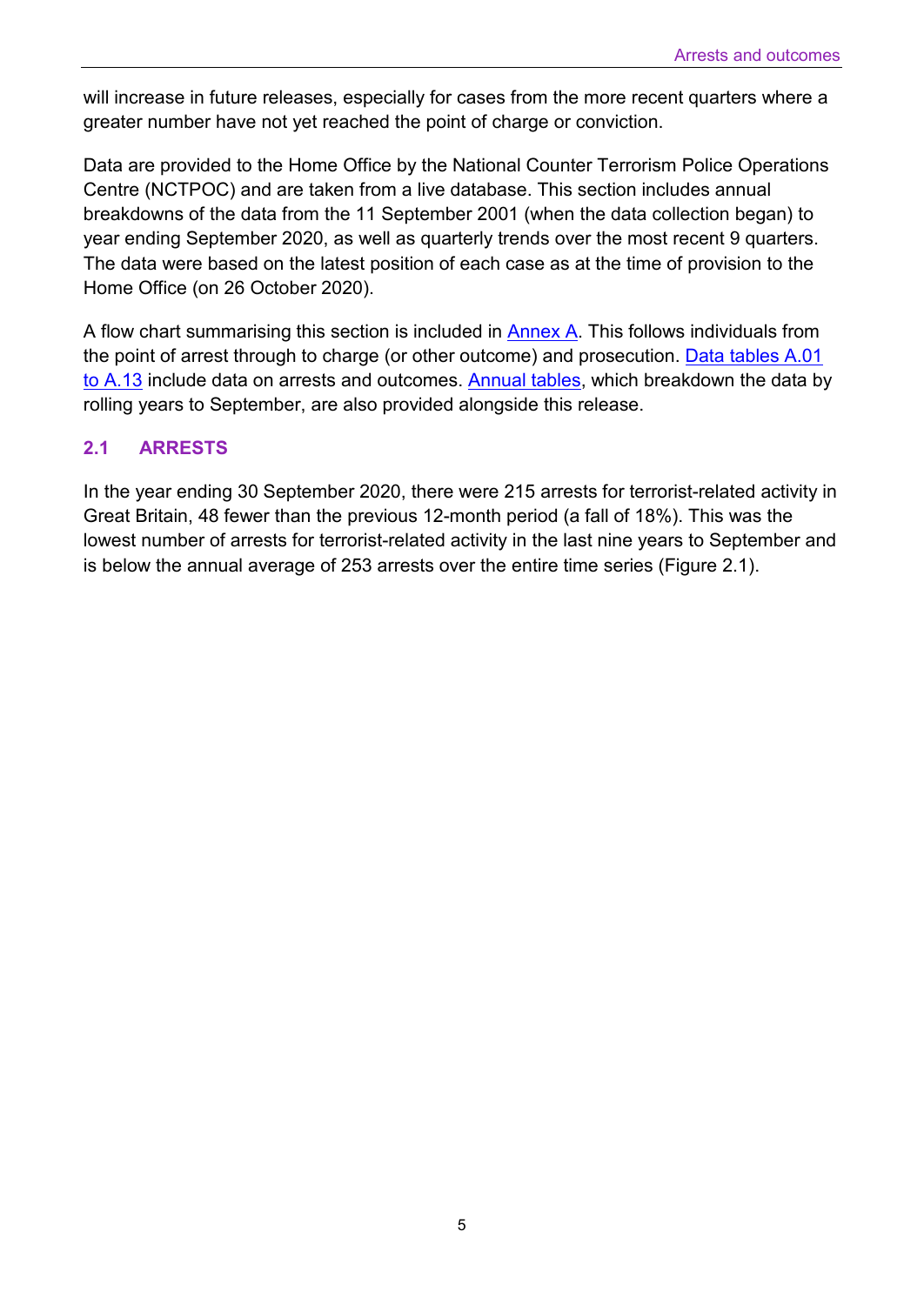will increase in future releases, especially for cases from the more recent quarters where a greater number have not yet reached the point of charge or conviction.

Data are provided to the Home Office by the National Counter Terrorism Police Operations Centre (NCTPOC) and are taken from a live database. This section includes annual breakdowns of the data from the 11 September 2001 (when the data collection began) to year ending September 2020, as well as quarterly trends over the most recent 9 quarters. The data were based on the latest position of each case as at the time of provision to the Home Office (on 26 October 2020).

A flow chart summarising this section is included in Annex A. This follows individuals from the point of arrest through to charge (or other outcome) and prosecution. Data tables A.01 to A.13 include data on arrests and outcomes. Annual tables, which breakdown the data by rolling years to September, are also provided alongside this release.

## 2.1 ARRESTS

In the year ending 30 September 2020, there were 215 arrests for terrorist-related activity in Great Britain, 48 fewer than the previous 12-month period (a fall of 18%). This was the lowest number of arrests for terrorist-related activity in the last nine years to September and is below the annual average of 253 arrests over the entire time series (Figure 2.1).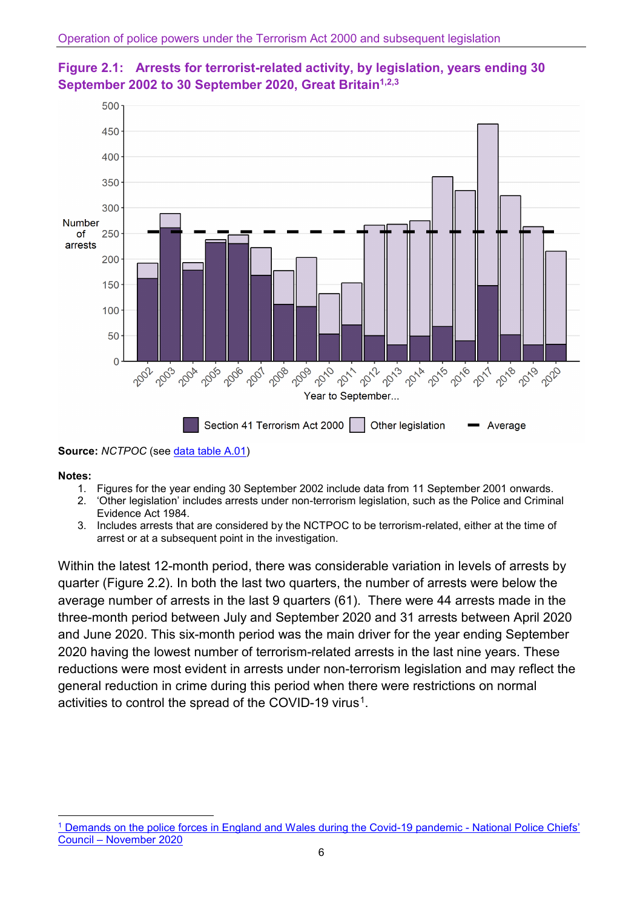**Figure 2.1: Arrests for terrorist-related activity, by legislation, years ending 30 September 2002 to 30 September 2020, Great Britain[1,2,3]**

**Source:** *NCTPOC* (see data table A.01)

**Notes:**

1. Figures for the year ending 30 September 2002 include data from 11 September 2001 onwards.
2. 'Other legislation' includes arrests under non-terrorism legislation, such as the Police and Criminal Evidence Act 1984.
3. Includes arrests that are considered by the NCTPOC to be terrorism-related, either at the time of arrest or at a subsequent point in the investigation.

Within the latest 12-month period, there was considerable variation in levels of arrests by quarter (Figure 2.2). In both the last two quarters, the number of arrests were below the average number of arrests in the last 9 quarters (61). There were 44 arrests made in the three-month period between July and September 2020 and 31 arrests between April 2020 and June 2020. This six-month period was the main driver for the year ending September 2020 having the lowest number of terrorism-related arrests in the last nine years. These reductions were most evident in arrests under non-terrorism legislation and may reflect the general reduction in crime during this period when there were restrictions on normal activities to control the spread of the COVID-19 virus[1].

[1] Demands on the police forces in England and Wales during the Covid-19 pandemic - National Police Chiefs' Council – November 2020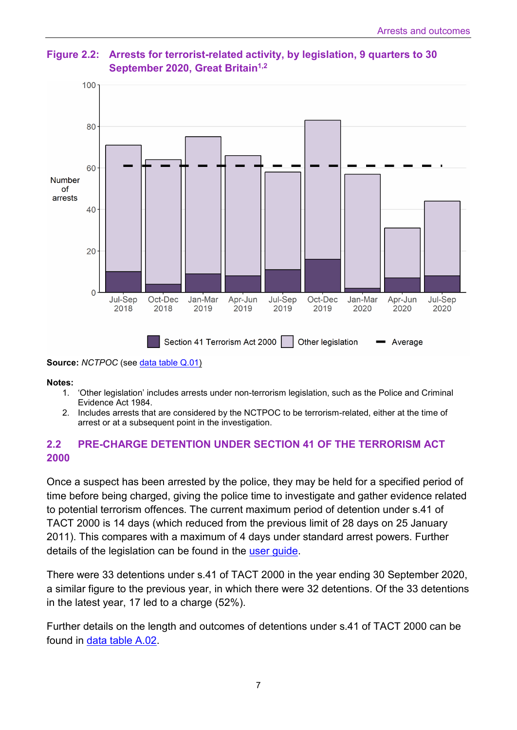**Figure 2.2: Arrests for terrorist-related activity, by legislation, 9 quarters to 30 September 2020, Great Britain[1,2]**

**Source:** *NCTPOC* (see data table Q.01)

**Notes:**

1. 'Other legislation' includes arrests under non-terrorism legislation, such as the Police and Criminal Evidence Act 1984.
2. Includes arrests that are considered by the NCTPOC to be terrorism-related, either at the time of arrest or at a subsequent point in the investigation.

## 2.2 PRE-CHARGE DETENTION UNDER SECTION 41 OF THE TERRORISM ACT 2000

Once a suspect has been arrested by the police, they may be held for a specified period of time before being charged, giving the police time to investigate and gather evidence related to potential terrorism offences. The current maximum period of detention under s.41 of TACT 2000 is 14 days (which reduced from the previous limit of 28 days on 25 January 2011). This compares with a maximum of 4 days under standard arrest powers. Further details of the legislation can be found in the user guide.

There were 33 detentions under s.41 of TACT 2000 in the year ending 30 September 2020, a similar figure to the previous year, in which there were 32 detentions. Of the 33 detentions in the latest year, 17 led to a charge (52%).

Further details on the length and outcomes of detentions under s.41 of TACT 2000 can be found in data table A.02.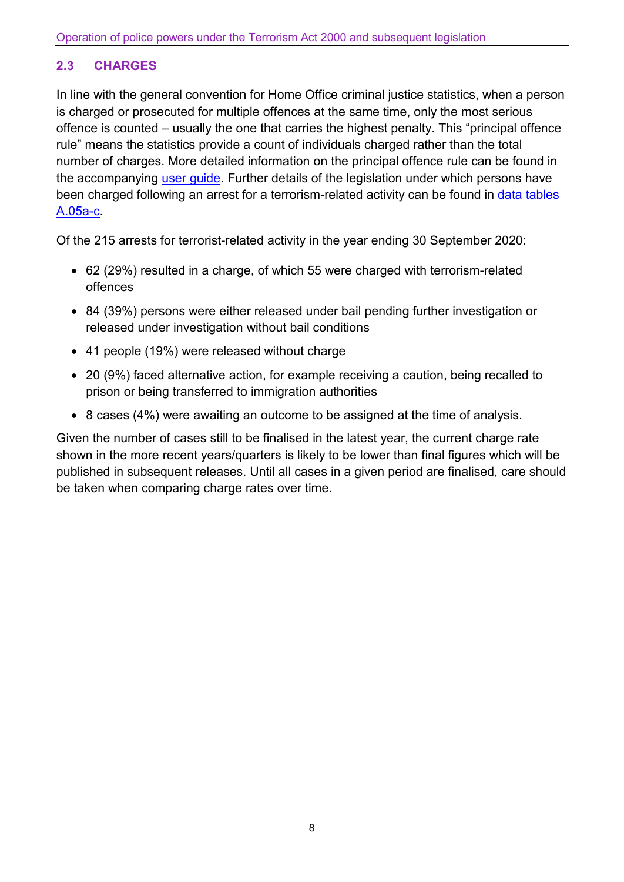## 2.3 CHARGES

In line with the general convention for Home Office criminal justice statistics, when a person is charged or prosecuted for multiple offences at the same time, only the most serious offence is counted – usually the one that carries the highest penalty. This "principal offence rule" means the statistics provide a count of individuals charged rather than the total number of charges. More detailed information on the principal offence rule can be found in the accompanying user guide. Further details of the legislation under which persons have been charged following an arrest for a terrorism-related activity can be found in data tables A.05a-c.

Of the 215 arrests for terrorist-related activity in the year ending 30 September 2020:

- 62 (29%) resulted in a charge, of which 55 were charged with terrorism-related offences
- 84 (39%) persons were either released under bail pending further investigation or released under investigation without bail conditions
- 41 people (19%) were released without charge
- 20 (9%) faced alternative action, for example receiving a caution, being recalled to prison or being transferred to immigration authorities
- 8 cases (4%) were awaiting an outcome to be assigned at the time of analysis.

Given the number of cases still to be finalised in the latest year, the current charge rate shown in the more recent years/quarters is likely to be lower than final figures which will be published in subsequent releases. Until all cases in a given period are finalised, care should be taken when comparing charge rates over time.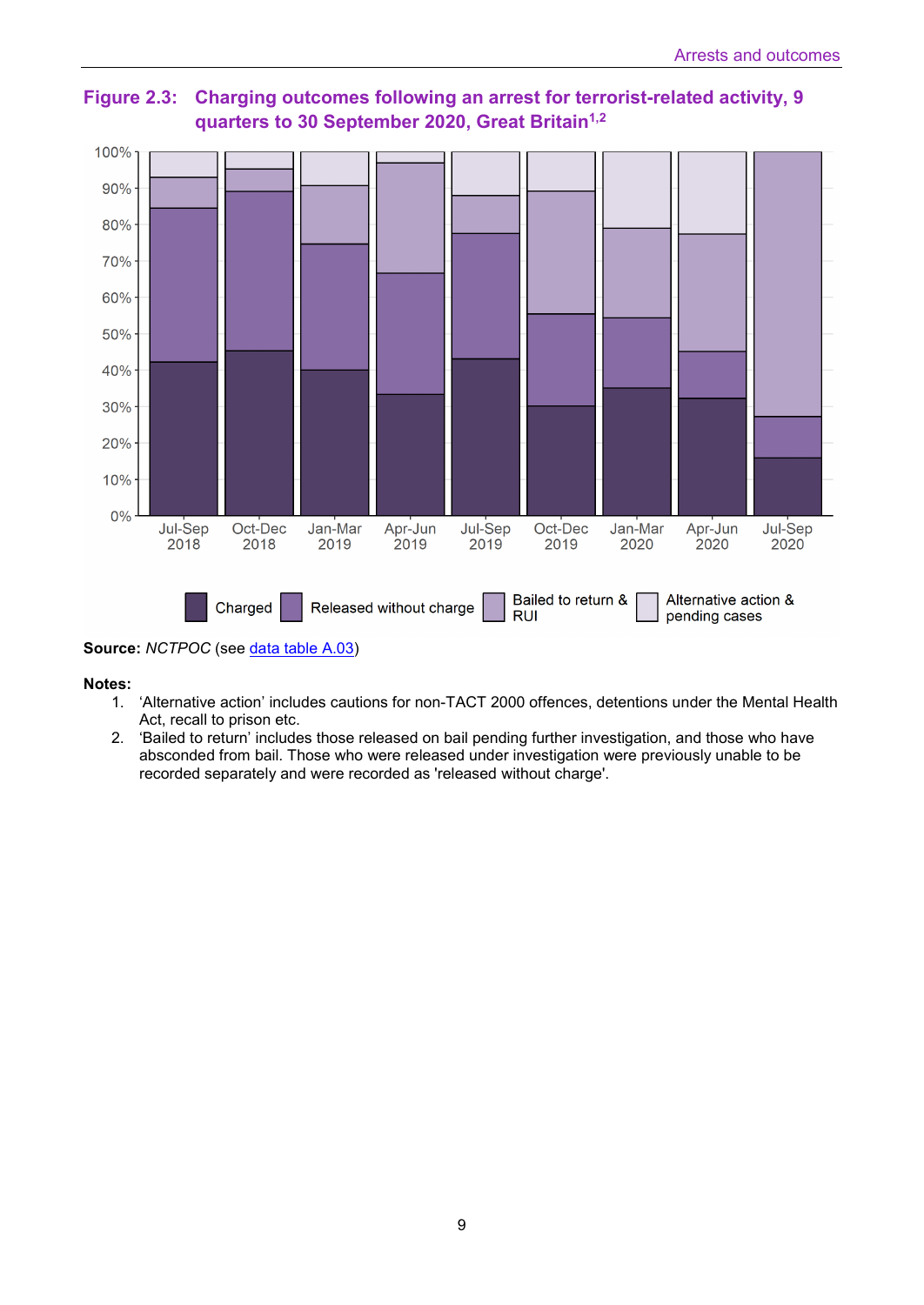**Figure 2.3: Charging outcomes following an arrest for terrorist-related activity, 9 quarters to 30 September 2020, Great Britain[1,2]**

**Source:** *NCTPOC* (see data table A.03)

**Notes:**

1. 'Alternative action' includes cautions for non-TACT 2000 offences, detentions under the Mental Health Act, recall to prison etc.
2. 'Bailed to return' includes those released on bail pending further investigation, and those who have absconded from bail. Those who were released under investigation were previously unable to be recorded separately and were recorded as 'released without charge'.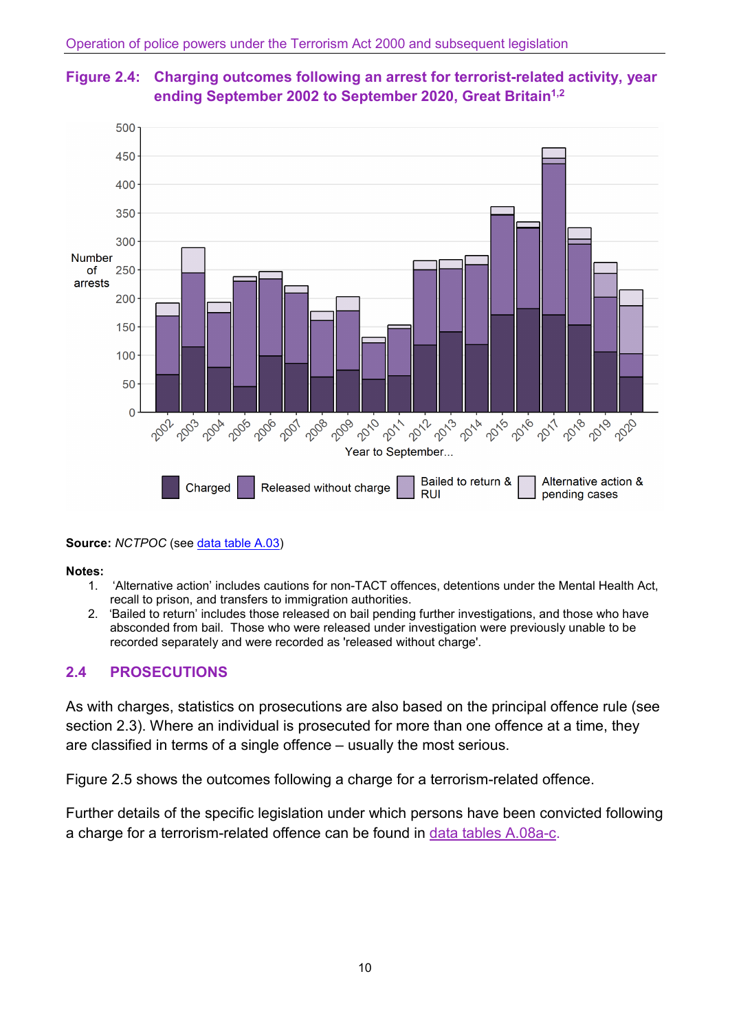**Figure 2.4: Charging outcomes following an arrest for terrorist-related activity, year ending September 2002 to September 2020, Great Britain[1,2]**

**Source:** *NCTPOC* (see data table A.03)

**Notes:**

1. 'Alternative action' includes cautions for non-TACT offences, detentions under the Mental Health Act, recall to prison, and transfers to immigration authorities.
2. 'Bailed to return' includes those released on bail pending further investigations, and those who have absconded from bail. Those who were released under investigation were previously unable to be recorded separately and were recorded as 'released without charge'.

## 2.4 PROSECUTIONS

As with charges, statistics on prosecutions are also based on the principal offence rule (see section 2.3). Where an individual is prosecuted for more than one offence at a time, they are classified in terms of a single offence – usually the most serious.

Figure 2.5 shows the outcomes following a charge for a terrorism-related offence.

Further details of the specific legislation under which persons have been convicted following a charge for a terrorism-related offence can be found in data tables A.08a-c.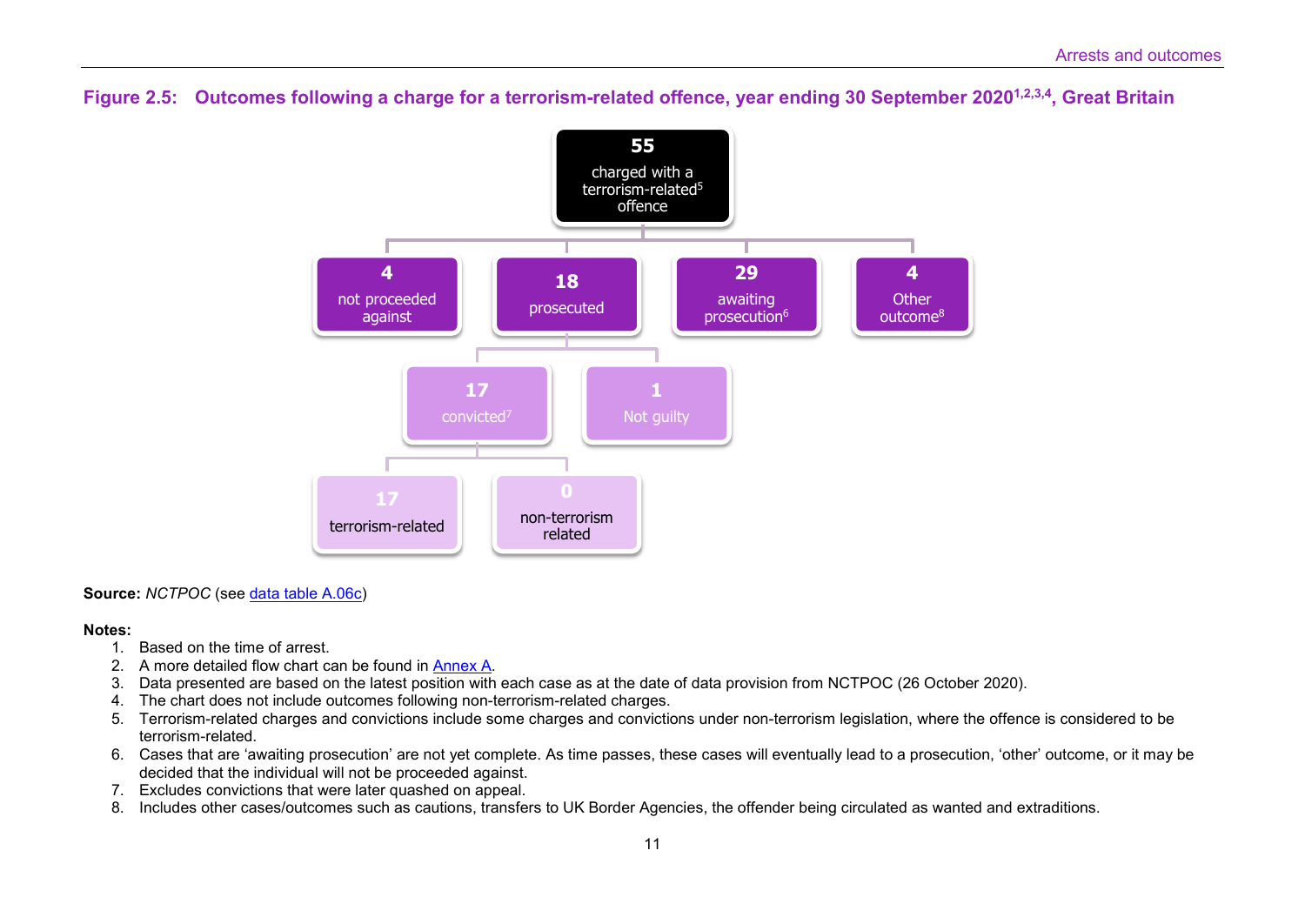**Figure 2.5: Outcomes following a charge for a terrorism-related offence, year ending 30 September 2020[1,2,3,4], Great Britain**

- **55** charged with a terrorism-related[5] offence
  - **4** not proceeded against
  - **18** prosecuted
    - **17** convicted[7]
      - **17** terrorism-related
      - **0** non-terrorism related
    - **1** Not guilty
  - **29** awaiting prosecution[6]
  - **4** Other outcome[8]

**Source:** *NCTPOC* (see data table A.06c)

**Notes:**

1. Based on the time of arrest.
2. A more detailed flow chart can be found in Annex A.
3. Data presented are based on the latest position with each case as at the date of data provision from NCTPOC (26 October 2020).
4. The chart does not include outcomes following non-terrorism-related charges.
5. Terrorism-related charges and convictions include some charges and convictions under non-terrorism legislation, where the offence is considered to be terrorism-related.
6. Cases that are 'awaiting prosecution' are not yet complete. As time passes, these cases will eventually lead to a prosecution, 'other' outcome, or it may be decided that the individual will not be proceeded against.
7. Excludes convictions that were later quashed on appeal.
8. Includes other cases/outcomes such as cautions, transfers to UK Border Agencies, the offender being circulated as wanted and extraditions.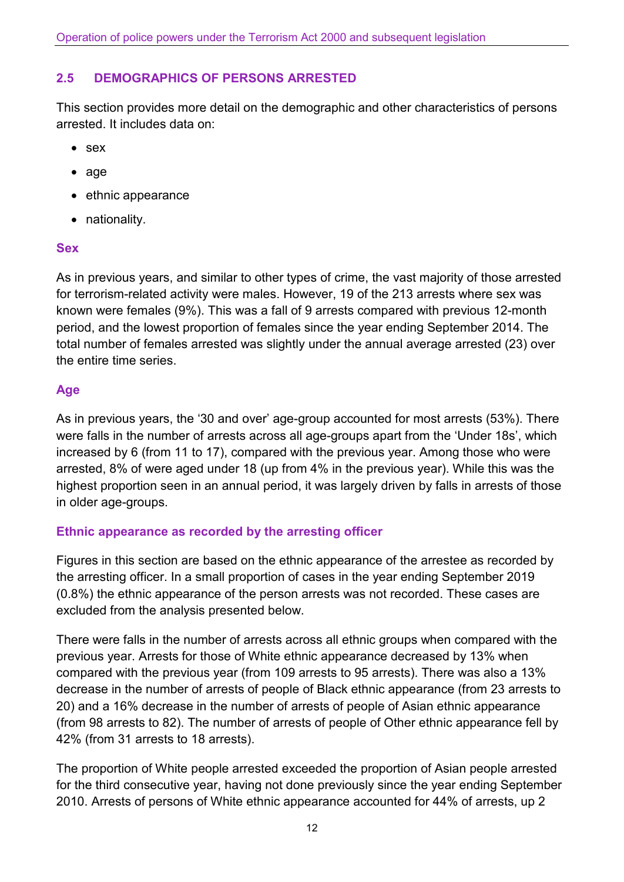## 2.5 DEMOGRAPHICS OF PERSONS ARRESTED

This section provides more detail on the demographic and other characteristics of persons arrested. It includes data on:

- sex
- age
- ethnic appearance
- nationality.

### Sex

As in previous years, and similar to other types of crime, the vast majority of those arrested for terrorism-related activity were males. However, 19 of the 213 arrests where sex was known were females (9%). This was a fall of 9 arrests compared with previous 12-month period, and the lowest proportion of females since the year ending September 2014. The total number of females arrested was slightly under the annual average arrested (23) over the entire time series.

### Age

As in previous years, the '30 and over' age-group accounted for most arrests (53%). There were falls in the number of arrests across all age-groups apart from the 'Under 18s', which increased by 6 (from 11 to 17), compared with the previous year. Among those who were arrested, 8% of were aged under 18 (up from 4% in the previous year). While this was the highest proportion seen in an annual period, it was largely driven by falls in arrests of those in older age-groups.

### Ethnic appearance as recorded by the arresting officer

Figures in this section are based on the ethnic appearance of the arrestee as recorded by the arresting officer. In a small proportion of cases in the year ending September 2019 (0.8%) the ethnic appearance of the person arrests was not recorded. These cases are excluded from the analysis presented below.

There were falls in the number of arrests across all ethnic groups when compared with the previous year. Arrests for those of White ethnic appearance decreased by 13% when compared with the previous year (from 109 arrests to 95 arrests). There was also a 13% decrease in the number of arrests of people of Black ethnic appearance (from 23 arrests to 20) and a 16% decrease in the number of arrests of people of Asian ethnic appearance (from 98 arrests to 82). The number of arrests of people of Other ethnic appearance fell by 42% (from 31 arrests to 18 arrests).

The proportion of White people arrested exceeded the proportion of Asian people arrested for the third consecutive year, having not done previously since the year ending September 2010. Arrests of persons of White ethnic appearance accounted for 44% of arrests, up 2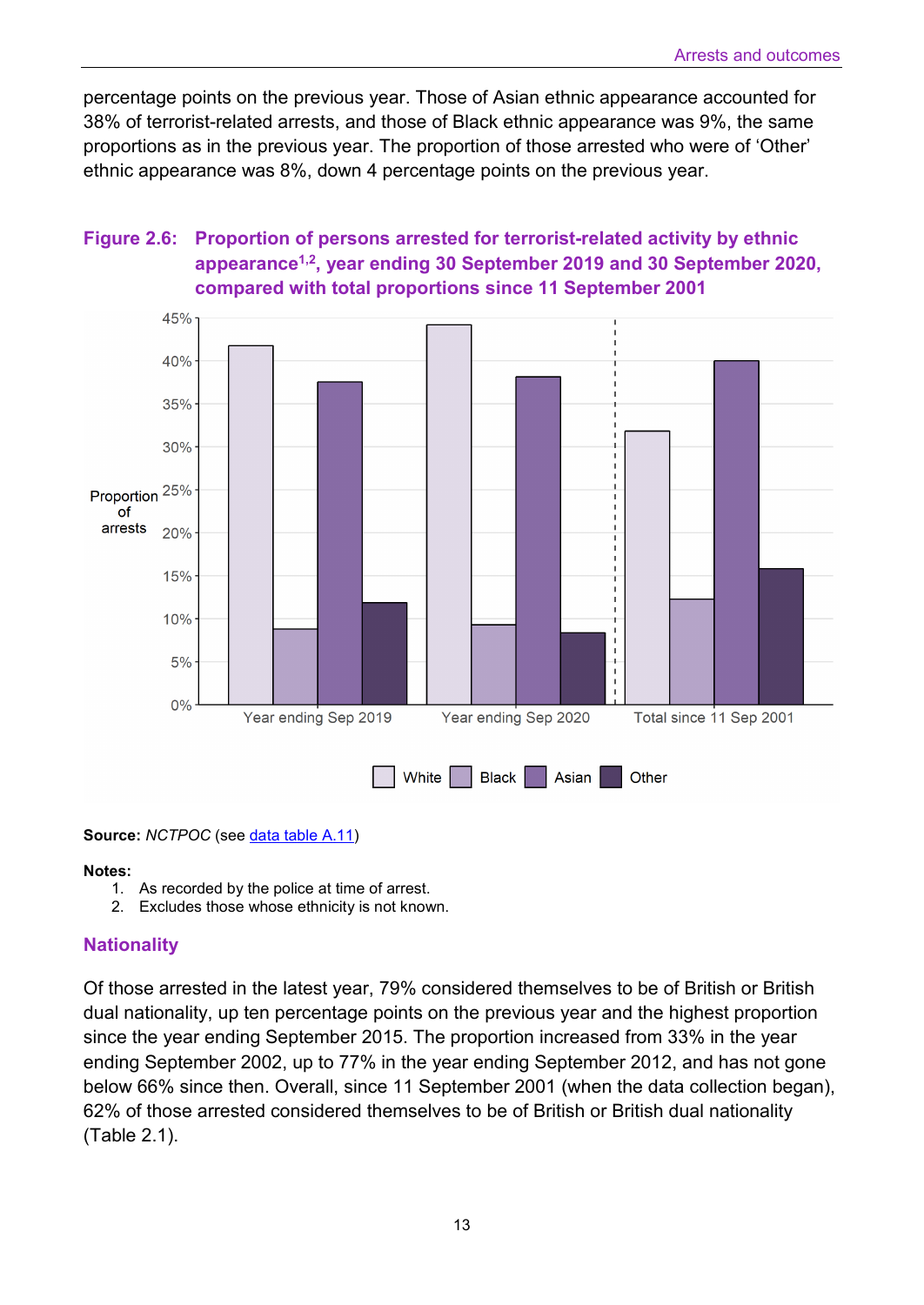percentage points on the previous year. Those of Asian ethnic appearance accounted for 38% of terrorist-related arrests, and those of Black ethnic appearance was 9%, the same proportions as in the previous year. The proportion of those arrested who were of 'Other' ethnic appearance was 8%, down 4 percentage points on the previous year.

**Figure 2.6: Proportion of persons arrested for terrorist-related activity by ethnic appearance[1,2], year ending 30 September 2019 and 30 September 2020, compared with total proportions since 11 September 2001**

**Source:** *NCTPOC* (see data table A.11)

**Notes:**

1. As recorded by the police at time of arrest.
2. Excludes those whose ethnicity is not known.

## Nationality

Of those arrested in the latest year, 79% considered themselves to be of British or British dual nationality, up ten percentage points on the previous year and the highest proportion since the year ending September 2015. The proportion increased from 33% in the year ending September 2002, up to 77% in the year ending September 2012, and has not gone below 66% since then. Overall, since 11 September 2001 (when the data collection began), 62% of those arrested considered themselves to be of British or British dual nationality (Table 2.1).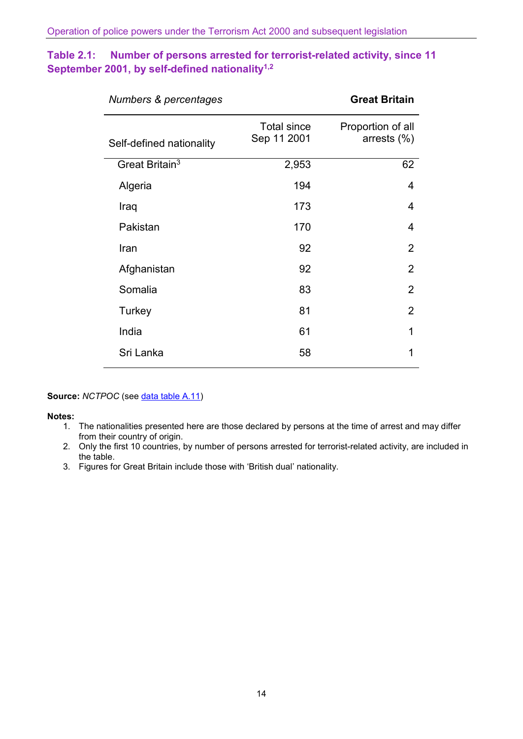**Table 2.1: Number of persons arrested for terrorist-related activity, since 11 September 2001, by self-defined nationality[1,2]**

| *Numbers & percentages* | | **Great Britain** |
|---|---|---|
| Self-defined nationality | Total since Sep 11 2001 | Proportion of all arrests (%) |
| Great Britain[3] | 2,953 | 62 |
| Algeria | 194 | 4 |
| Iraq | 173 | 4 |
| Pakistan | 170 | 4 |
| Iran | 92 | 2 |
| Afghanistan | 92 | 2 |
| Somalia | 83 | 2 |
| Turkey | 81 | 2 |
| India | 61 | 1 |
| Sri Lanka | 58 | 1 |

**Source:** *NCTPOC* (see data table A.11)

**Notes:**

1. The nationalities presented here are those declared by persons at the time of arrest and may differ from their country of origin.
2. Only the first 10 countries, by number of persons arrested for terrorist-related activity, are included in the table.
3. Figures for Great Britain include those with 'British dual' nationality.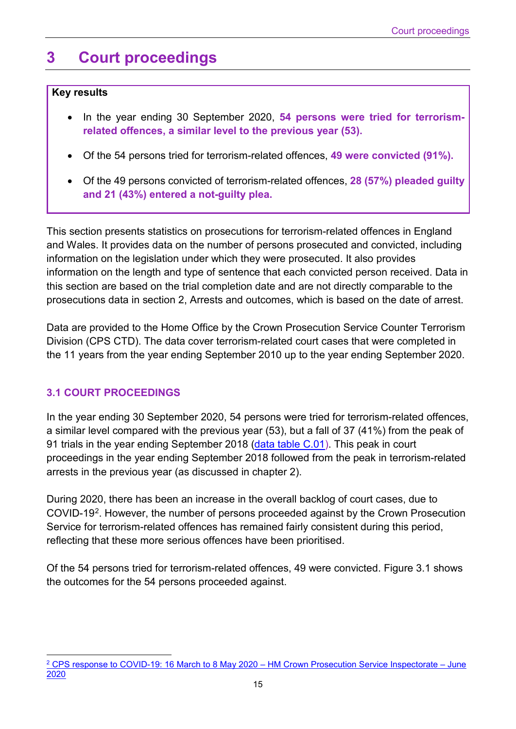# 3 Court proceedings

**Key results**

- In the year ending 30 September 2020, **54 persons were tried for terrorism-related offences, a similar level to the previous year (53).**
- Of the 54 persons tried for terrorism-related offences, **49 were convicted (91%).**
- Of the 49 persons convicted of terrorism-related offences, **28 (57%) pleaded guilty and 21 (43%) entered a not-guilty plea.**

This section presents statistics on prosecutions for terrorism-related offences in England and Wales. It provides data on the number of persons prosecuted and convicted, including information on the legislation under which they were prosecuted. It also provides information on the length and type of sentence that each convicted person received. Data in this section are based on the trial completion date and are not directly comparable to the prosecutions data in section 2, Arrests and outcomes, which is based on the date of arrest.

Data are provided to the Home Office by the Crown Prosecution Service Counter Terrorism Division (CPS CTD). The data cover terrorism-related court cases that were completed in the 11 years from the year ending September 2010 up to the year ending September 2020.

## 3.1 COURT PROCEEDINGS

In the year ending 30 September 2020, 54 persons were tried for terrorism-related offences, a similar level compared with the previous year (53), but a fall of 37 (41%) from the peak of 91 trials in the year ending September 2018 (data table C.01). This peak in court proceedings in the year ending September 2018 followed from the peak in terrorism-related arrests in the previous year (as discussed in chapter 2).

During 2020, there has been an increase in the overall backlog of court cases, due to COVID-19[2]. However, the number of persons proceeded against by the Crown Prosecution Service for terrorism-related offences has remained fairly consistent during this period, reflecting that these more serious offences have been prioritised.

Of the 54 persons tried for terrorism-related offences, 49 were convicted. Figure 3.1 shows the outcomes for the 54 persons proceeded against.

[2] CPS response to COVID-19: 16 March to 8 May 2020 – HM Crown Prosecution Service Inspectorate – June 2020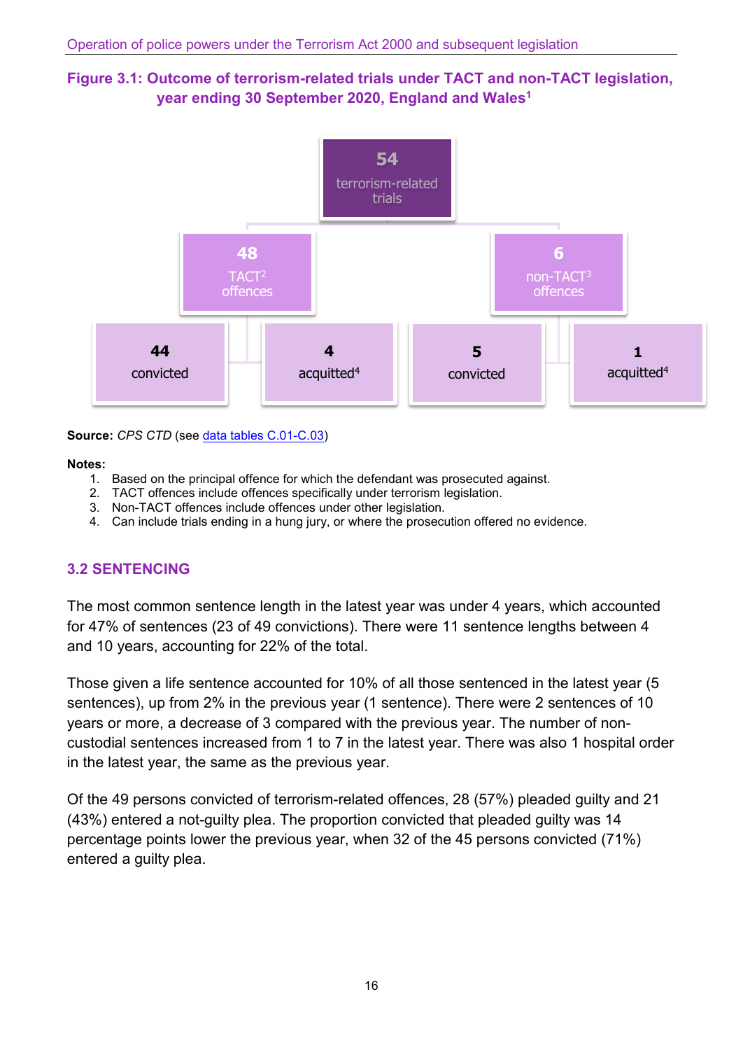**Figure 3.1: Outcome of terrorism-related trials under TACT and non-TACT legislation, year ending 30 September 2020, England and Wales[1]**

| | | | |
|---|---|---|---|
| **54** terrorism-related trials | | | |
| **48** TACT[2] offences | | **6** non-TACT[3] offences | |
| **44** convicted | **4** acquitted[4] | **5** convicted | **1** acquitted[4] |

**Source:** *CPS CTD* (see data tables C.01-C.03)

**Notes:**

1. Based on the principal offence for which the defendant was prosecuted against.
2. TACT offences include offences specifically under terrorism legislation.
3. Non-TACT offences include offences under other legislation.
4. Can include trials ending in a hung jury, or where the prosecution offered no evidence.

## 3.2 SENTENCING

The most common sentence length in the latest year was under 4 years, which accounted for 47% of sentences (23 of 49 convictions). There were 11 sentence lengths between 4 and 10 years, accounting for 22% of the total.

Those given a life sentence accounted for 10% of all those sentenced in the latest year (5 sentences), up from 2% in the previous year (1 sentence). There were 2 sentences of 10 years or more, a decrease of 3 compared with the previous year. The number of non-custodial sentences increased from 1 to 7 in the latest year. There was also 1 hospital order in the latest year, the same as the previous year.

Of the 49 persons convicted of terrorism-related offences, 28 (57%) pleaded guilty and 21 (43%) entered a not-guilty plea. The proportion convicted that pleaded guilty was 14 percentage points lower the previous year, when 32 of the 45 persons convicted (71%) entered a guilty plea.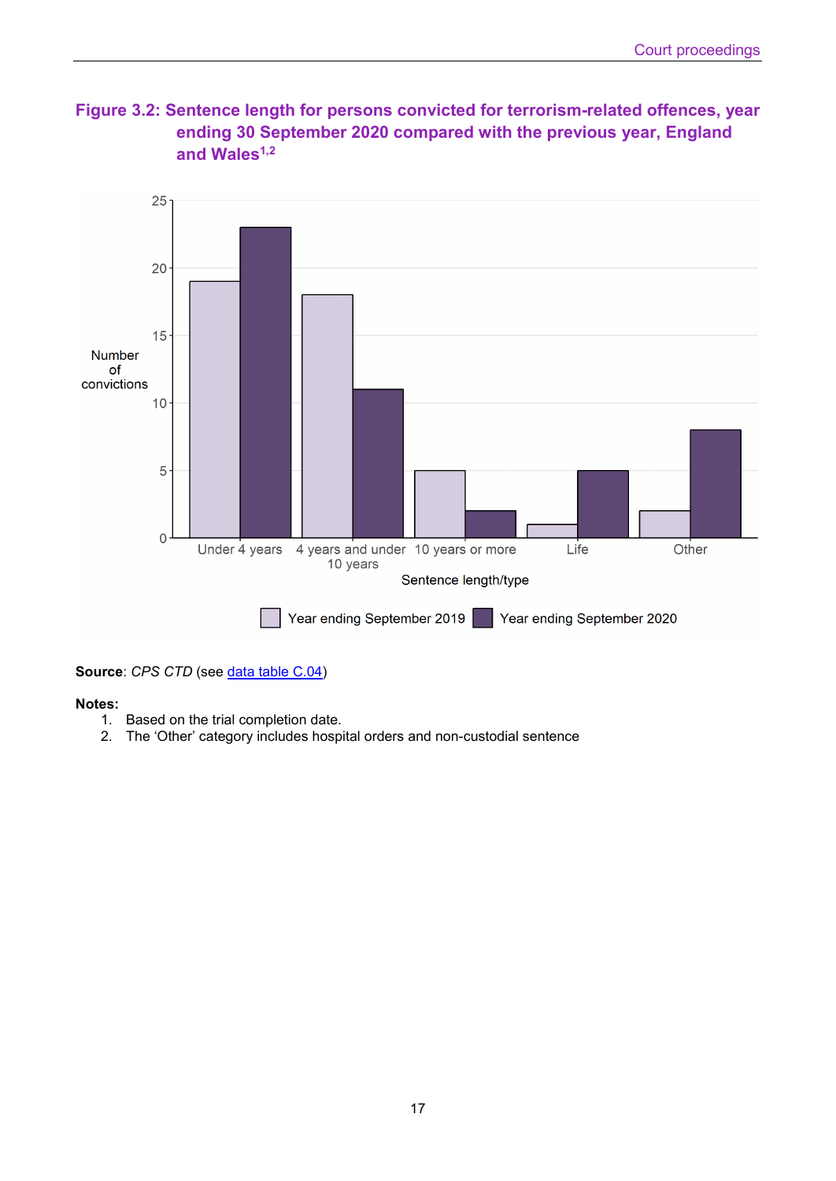## Figure 3.2: Sentence length for persons convicted for terrorism-related offences, year ending 30 September 2020 compared with the previous year, England and Wales[1,2]

**Source**: *CPS CTD* (see data table C.04)

**Notes:**

1. Based on the trial completion date.
2. The 'Other' category includes hospital orders and non-custodial sentence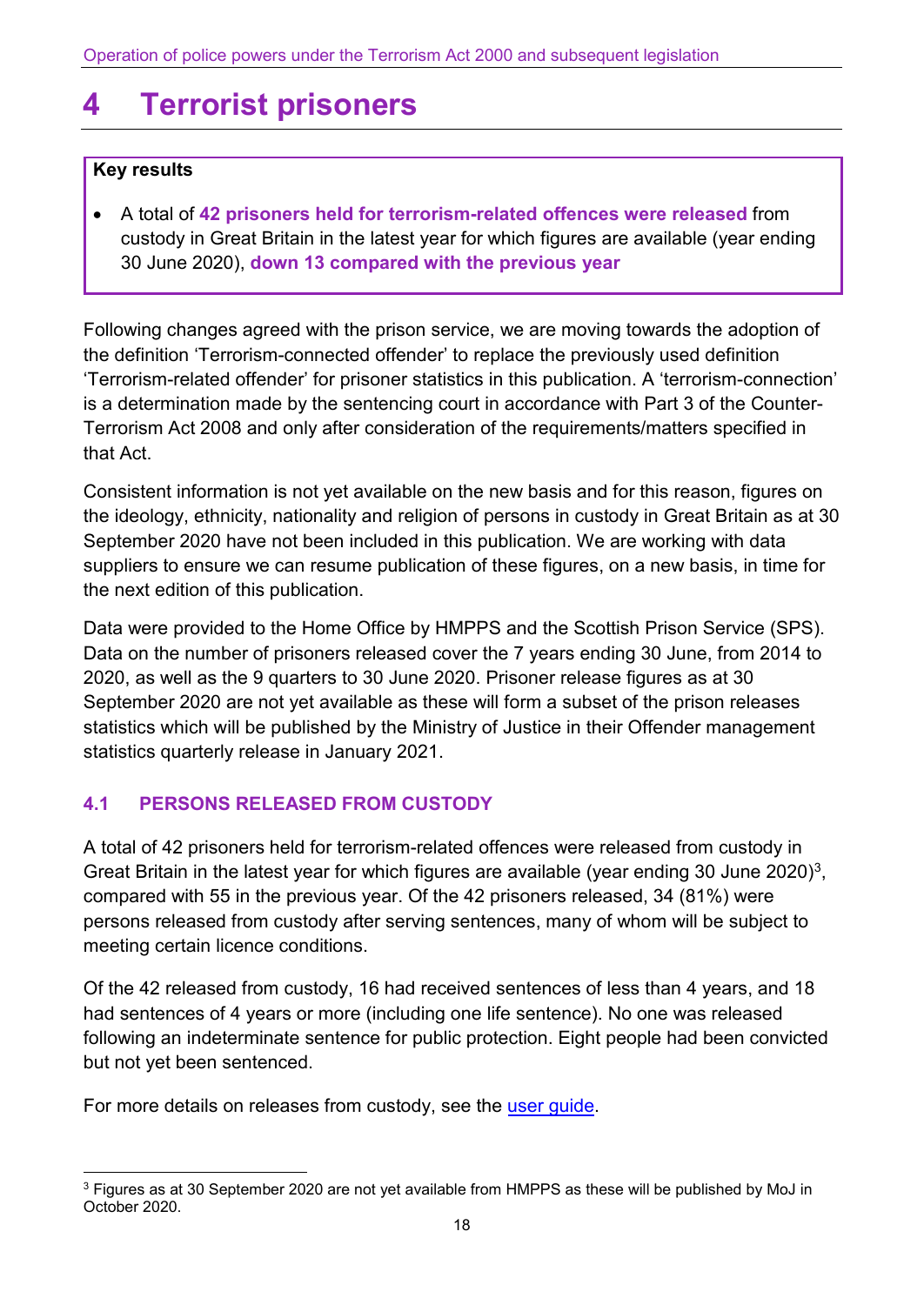# 4 Terrorist prisoners

**Key results**

- A total of **42 prisoners held for terrorism-related offences were released** from custody in Great Britain in the latest year for which figures are available (year ending 30 June 2020), **down 13 compared with the previous year**

Following changes agreed with the prison service, we are moving towards the adoption of the definition 'Terrorism-connected offender' to replace the previously used definition 'Terrorism-related offender' for prisoner statistics in this publication. A 'terrorism-connection' is a determination made by the sentencing court in accordance with Part 3 of the Counter-Terrorism Act 2008 and only after consideration of the requirements/matters specified in that Act.

Consistent information is not yet available on the new basis and for this reason, figures on the ideology, ethnicity, nationality and religion of persons in custody in Great Britain as at 30 September 2020 have not been included in this publication. We are working with data suppliers to ensure we can resume publication of these figures, on a new basis, in time for the next edition of this publication.

Data were provided to the Home Office by HMPPS and the Scottish Prison Service (SPS). Data on the number of prisoners released cover the 7 years ending 30 June, from 2014 to 2020, as well as the 9 quarters to 30 June 2020. Prisoner release figures as at 30 September 2020 are not yet available as these will form a subset of the prison releases statistics which will be published by the Ministry of Justice in their Offender management statistics quarterly release in January 2021.

## 4.1 PERSONS RELEASED FROM CUSTODY

A total of 42 prisoners held for terrorism-related offences were released from custody in Great Britain in the latest year for which figures are available (year ending 30 June 2020)[3], compared with 55 in the previous year. Of the 42 prisoners released, 34 (81%) were persons released from custody after serving sentences, many of whom will be subject to meeting certain licence conditions.

Of the 42 released from custody, 16 had received sentences of less than 4 years, and 18 had sentences of 4 years or more (including one life sentence). No one was released following an indeterminate sentence for public protection. Eight people had been convicted but not yet been sentenced.

For more details on releases from custody, see the user guide.

[3] Figures as at 30 September 2020 are not yet available from HMPPS as these will be published by MoJ in October 2020.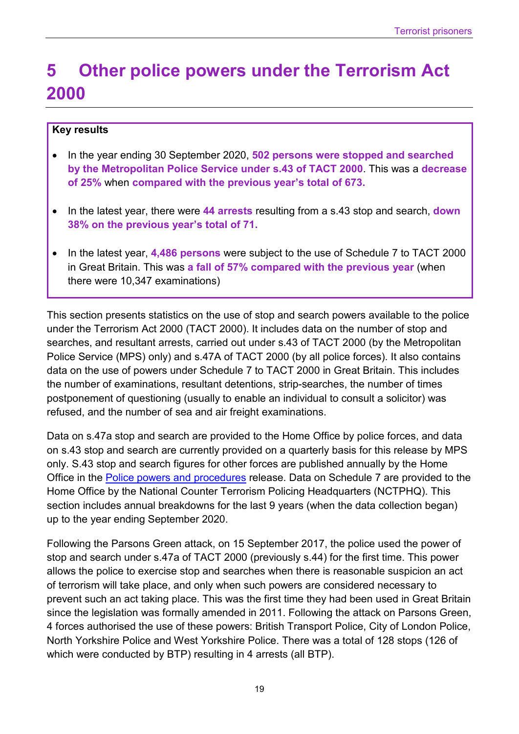# 5 Other police powers under the Terrorism Act 2000

**Key results**

- In the year ending 30 September 2020, **502 persons were stopped and searched by the Metropolitan Police Service under s.43 of TACT 2000**. This was a **decrease of 25%** when **compared with the previous year's total of 673.**
- In the latest year, there were **44 arrests** resulting from a s.43 stop and search, **down 38% on the previous year's total of 71.**
- In the latest year, **4,486 persons** were subject to the use of Schedule 7 to TACT 2000 in Great Britain. This was **a fall of 57% compared with the previous year** (when there were 10,347 examinations)

This section presents statistics on the use of stop and search powers available to the police under the Terrorism Act 2000 (TACT 2000). It includes data on the number of stop and searches, and resultant arrests, carried out under s.43 of TACT 2000 (by the Metropolitan Police Service (MPS) only) and s.47A of TACT 2000 (by all police forces). It also contains data on the use of powers under Schedule 7 to TACT 2000 in Great Britain. This includes the number of examinations, resultant detentions, strip-searches, the number of times postponement of questioning (usually to enable an individual to consult a solicitor) was refused, and the number of sea and air freight examinations.

Data on s.47a stop and search are provided to the Home Office by police forces, and data on s.43 stop and search are currently provided on a quarterly basis for this release by MPS only. S.43 stop and search figures for other forces are published annually by the Home Office in the Police powers and procedures release. Data on Schedule 7 are provided to the Home Office by the National Counter Terrorism Policing Headquarters (NCTPHQ). This section includes annual breakdowns for the last 9 years (when the data collection began) up to the year ending September 2020.

Following the Parsons Green attack, on 15 September 2017, the police used the power of stop and search under s.47a of TACT 2000 (previously s.44) for the first time. This power allows the police to exercise stop and searches when there is reasonable suspicion an act of terrorism will take place, and only when such powers are considered necessary to prevent such an act taking place. This was the first time they had been used in Great Britain since the legislation was formally amended in 2011. Following the attack on Parsons Green, 4 forces authorised the use of these powers: British Transport Police, City of London Police, North Yorkshire Police and West Yorkshire Police. There was a total of 128 stops (126 of which were conducted by BTP) resulting in 4 arrests (all BTP).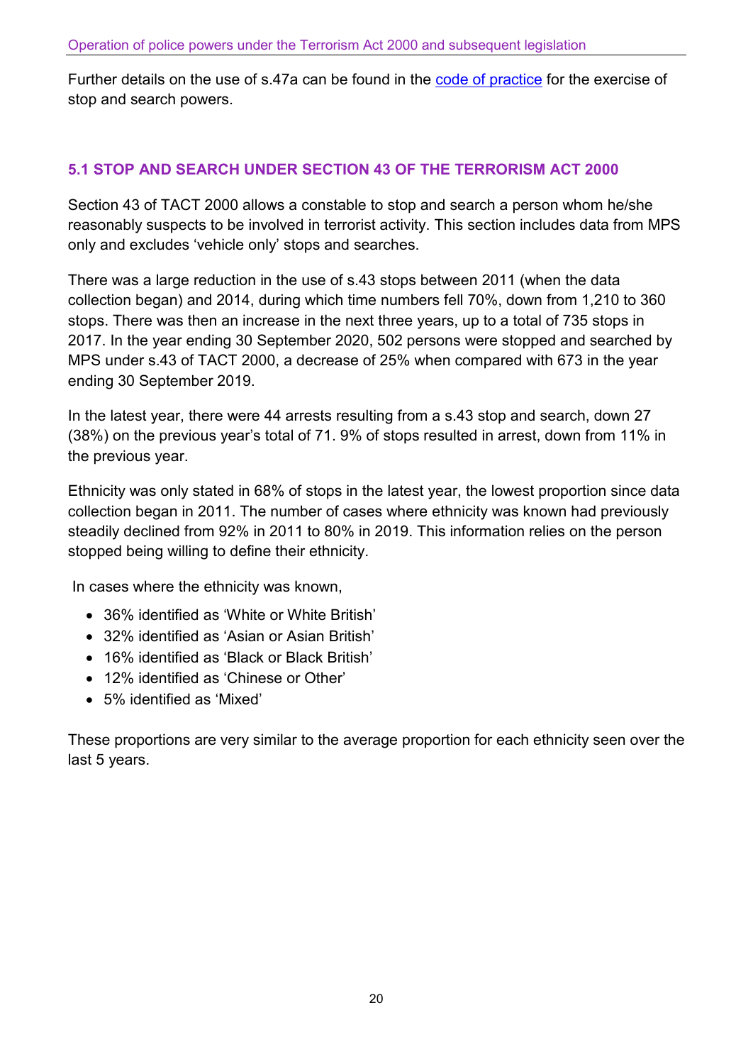Further details on the use of s.47a can be found in the [code of practice]() for the exercise of stop and search powers.

## 5.1 STOP AND SEARCH UNDER SECTION 43 OF THE TERRORISM ACT 2000

Section 43 of TACT 2000 allows a constable to stop and search a person whom he/she reasonably suspects to be involved in terrorist activity. This section includes data from MPS only and excludes 'vehicle only' stops and searches.

There was a large reduction in the use of s.43 stops between 2011 (when the data collection began) and 2014, during which time numbers fell 70%, down from 1,210 to 360 stops. There was then an increase in the next three years, up to a total of 735 stops in 2017. In the year ending 30 September 2020, 502 persons were stopped and searched by MPS under s.43 of TACT 2000, a decrease of 25% when compared with 673 in the year ending 30 September 2019.

In the latest year, there were 44 arrests resulting from a s.43 stop and search, down 27 (38%) on the previous year's total of 71. 9% of stops resulted in arrest, down from 11% in the previous year.

Ethnicity was only stated in 68% of stops in the latest year, the lowest proportion since data collection began in 2011. The number of cases where ethnicity was known had previously steadily declined from 92% in 2011 to 80% in 2019. This information relies on the person stopped being willing to define their ethnicity.

In cases where the ethnicity was known,

- 36% identified as 'White or White British'
- 32% identified as 'Asian or Asian British'
- 16% identified as 'Black or Black British'
- 12% identified as 'Chinese or Other'
- 5% identified as 'Mixed'

These proportions are very similar to the average proportion for each ethnicity seen over the last 5 years.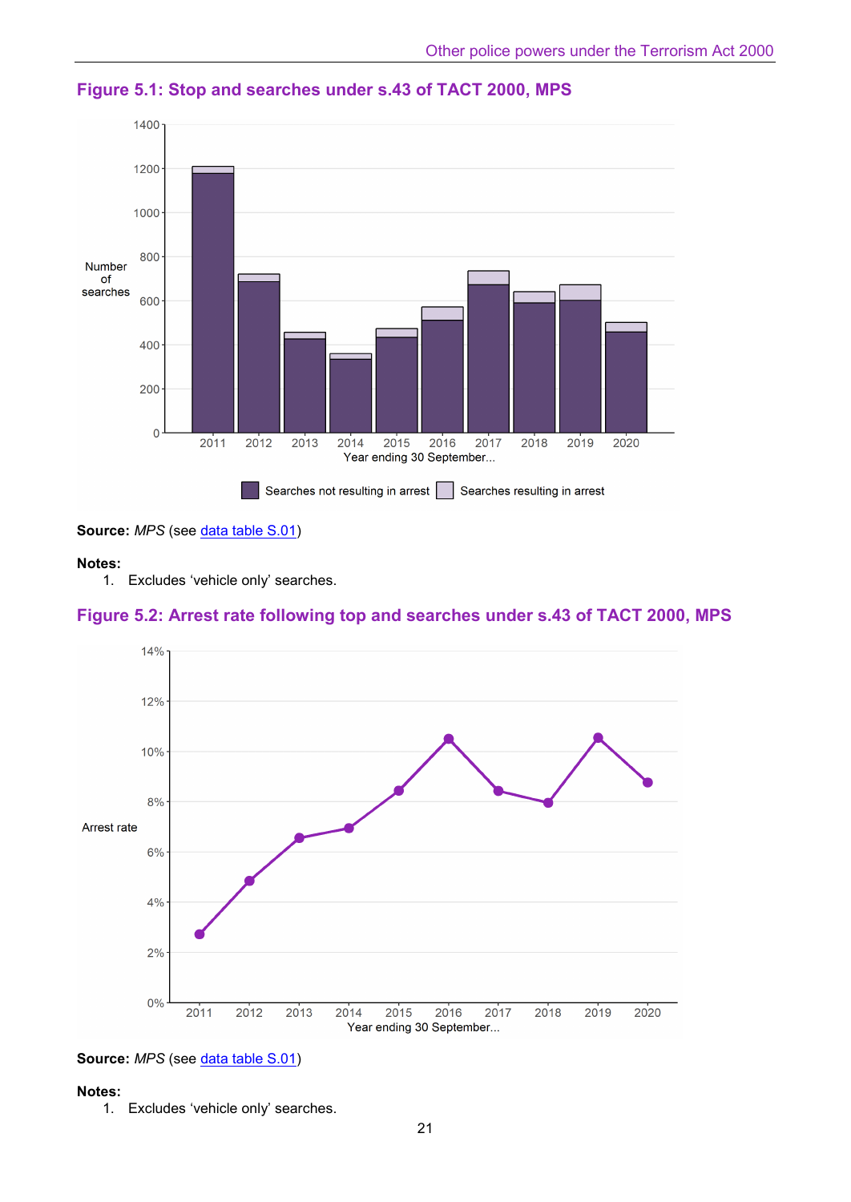### Figure 5.1: Stop and searches under s.43 of TACT 2000, MPS

**Source:** *MPS* (see data table S.01)

**Notes:**

1. Excludes 'vehicle only' searches.

### Figure 5.2: Arrest rate following top and searches under s.43 of TACT 2000, MPS

**Source:** *MPS* (see data table S.01)

**Notes:**

1. Excludes 'vehicle only' searches.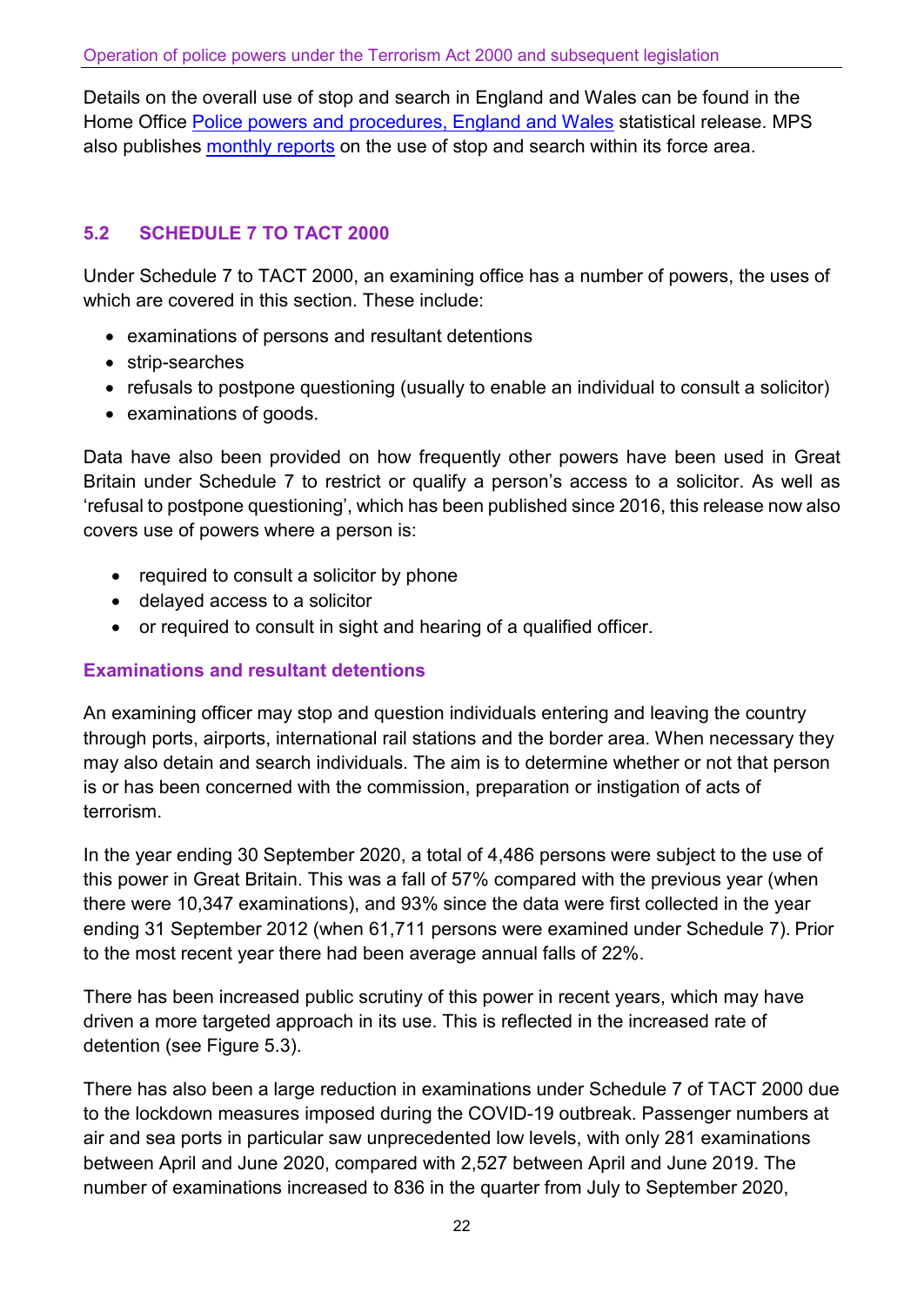Details on the overall use of stop and search in England and Wales can be found in the Home Office Police powers and procedures, England and Wales statistical release. MPS also publishes monthly reports on the use of stop and search within its force area.

## 5.2 SCHEDULE 7 TO TACT 2000

Under Schedule 7 to TACT 2000, an examining office has a number of powers, the uses of which are covered in this section. These include:

- examinations of persons and resultant detentions
- strip-searches
- refusals to postpone questioning (usually to enable an individual to consult a solicitor)
- examinations of goods.

Data have also been provided on how frequently other powers have been used in Great Britain under Schedule 7 to restrict or qualify a person's access to a solicitor. As well as 'refusal to postpone questioning', which has been published since 2016, this release now also covers use of powers where a person is:

- required to consult a solicitor by phone
- delayed access to a solicitor
- or required to consult in sight and hearing of a qualified officer.

### Examinations and resultant detentions

An examining officer may stop and question individuals entering and leaving the country through ports, airports, international rail stations and the border area. When necessary they may also detain and search individuals. The aim is to determine whether or not that person is or has been concerned with the commission, preparation or instigation of acts of terrorism.

In the year ending 30 September 2020, a total of 4,486 persons were subject to the use of this power in Great Britain. This was a fall of 57% compared with the previous year (when there were 10,347 examinations), and 93% since the data were first collected in the year ending 31 September 2012 (when 61,711 persons were examined under Schedule 7). Prior to the most recent year there had been average annual falls of 22%.

There has been increased public scrutiny of this power in recent years, which may have driven a more targeted approach in its use. This is reflected in the increased rate of detention (see Figure 5.3).

There has also been a large reduction in examinations under Schedule 7 of TACT 2000 due to the lockdown measures imposed during the COVID-19 outbreak. Passenger numbers at air and sea ports in particular saw unprecedented low levels, with only 281 examinations between April and June 2020, compared with 2,527 between April and June 2019. The number of examinations increased to 836 in the quarter from July to September 2020,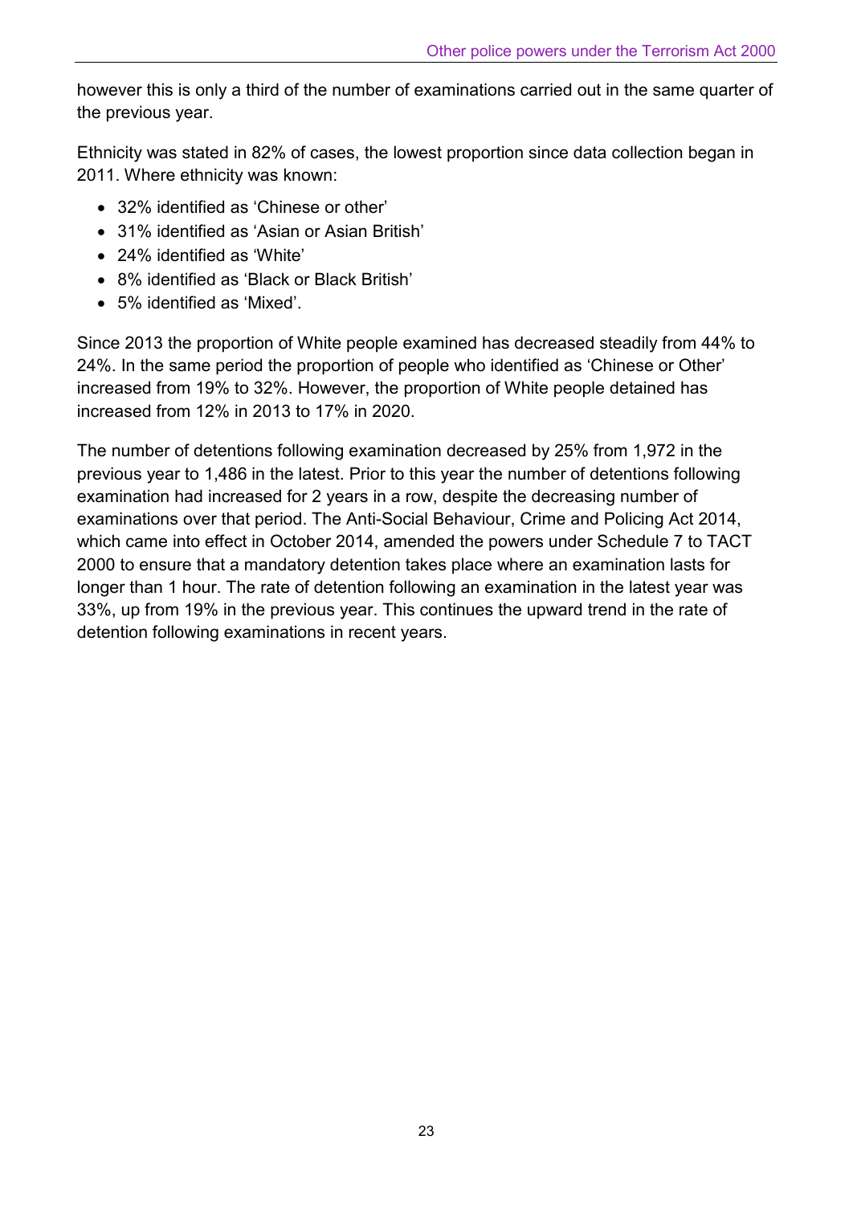however this is only a third of the number of examinations carried out in the same quarter of the previous year.

Ethnicity was stated in 82% of cases, the lowest proportion since data collection began in 2011. Where ethnicity was known:

- 32% identified as 'Chinese or other'
- 31% identified as 'Asian or Asian British'
- 24% identified as 'White'
- 8% identified as 'Black or Black British'
- 5% identified as 'Mixed'.

Since 2013 the proportion of White people examined has decreased steadily from 44% to 24%. In the same period the proportion of people who identified as 'Chinese or Other' increased from 19% to 32%. However, the proportion of White people detained has increased from 12% in 2013 to 17% in 2020.

The number of detentions following examination decreased by 25% from 1,972 in the previous year to 1,486 in the latest. Prior to this year the number of detentions following examination had increased for 2 years in a row, despite the decreasing number of examinations over that period. The Anti-Social Behaviour, Crime and Policing Act 2014, which came into effect in October 2014, amended the powers under Schedule 7 to TACT 2000 to ensure that a mandatory detention takes place where an examination lasts for longer than 1 hour. The rate of detention following an examination in the latest year was 33%, up from 19% in the previous year. This continues the upward trend in the rate of detention following examinations in recent years.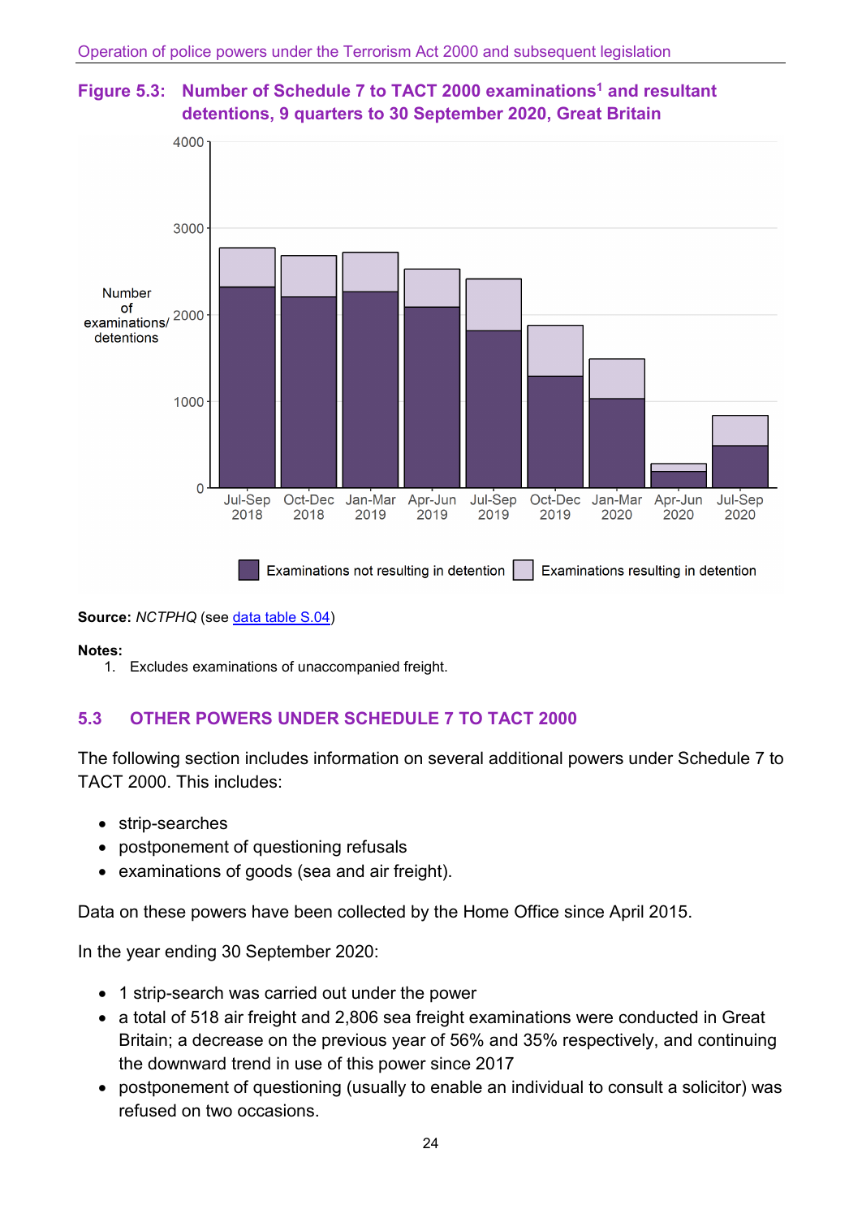**Figure 5.3: Number of Schedule 7 to TACT 2000 examinations[1] and resultant detentions, 9 quarters to 30 September 2020, Great Britain**

**Source:** *NCTPHQ* (see data table S.04)

**Notes:**

1. Excludes examinations of unaccompanied freight.

## 5.3 OTHER POWERS UNDER SCHEDULE 7 TO TACT 2000

The following section includes information on several additional powers under Schedule 7 to TACT 2000. This includes:

- strip-searches
- postponement of questioning refusals
- examinations of goods (sea and air freight).

Data on these powers have been collected by the Home Office since April 2015.

In the year ending 30 September 2020:

- 1 strip-search was carried out under the power
- a total of 518 air freight and 2,806 sea freight examinations were conducted in Great Britain; a decrease on the previous year of 56% and 35% respectively, and continuing the downward trend in use of this power since 2017
- postponement of questioning (usually to enable an individual to consult a solicitor) was refused on two occasions.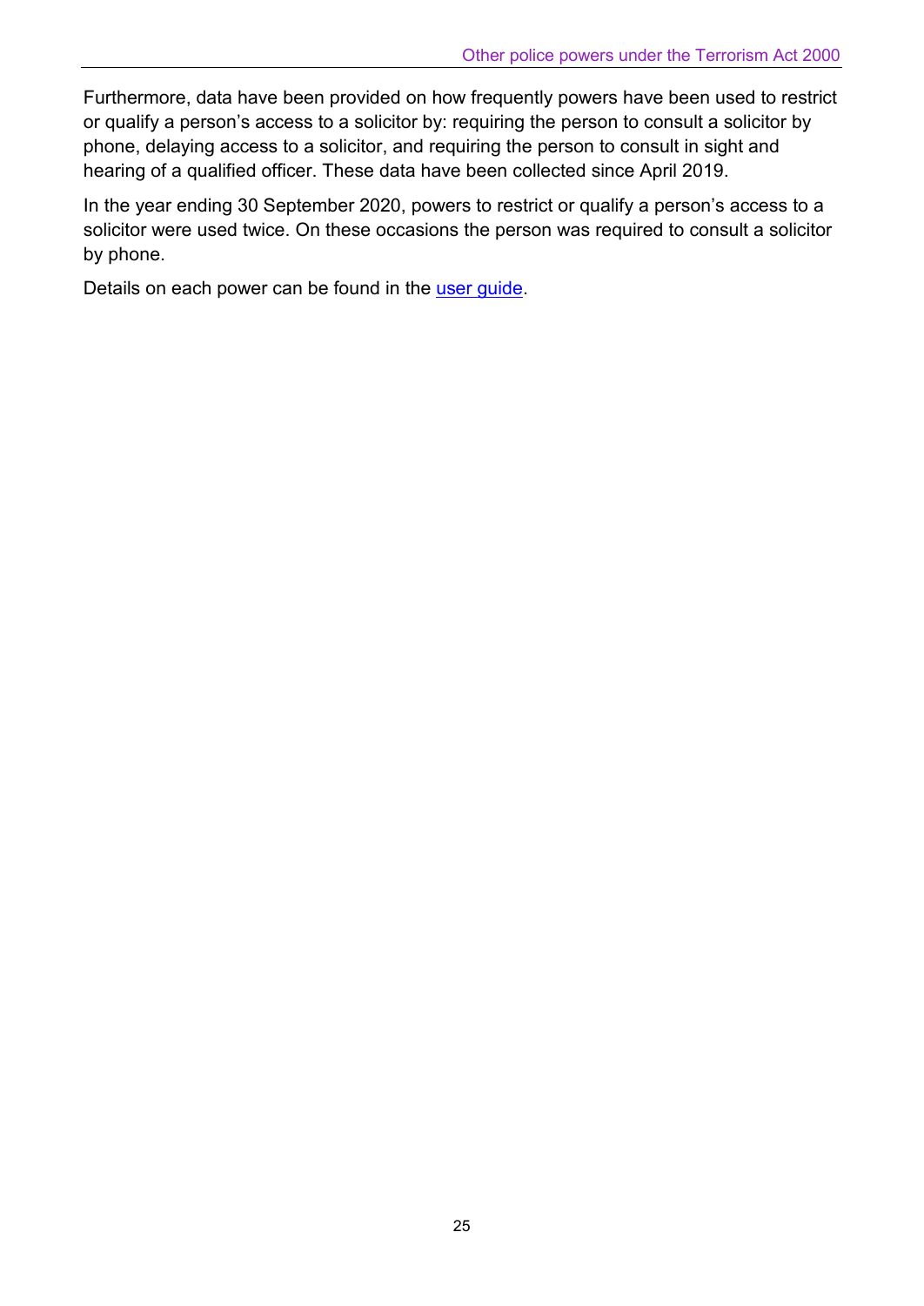Furthermore, data have been provided on how frequently powers have been used to restrict or qualify a person's access to a solicitor by: requiring the person to consult a solicitor by phone, delaying access to a solicitor, and requiring the person to consult in sight and hearing of a qualified officer. These data have been collected since April 2019.

In the year ending 30 September 2020, powers to restrict or qualify a person's access to a solicitor were used twice. On these occasions the person was required to consult a solicitor by phone.

Details on each power can be found in the user guide.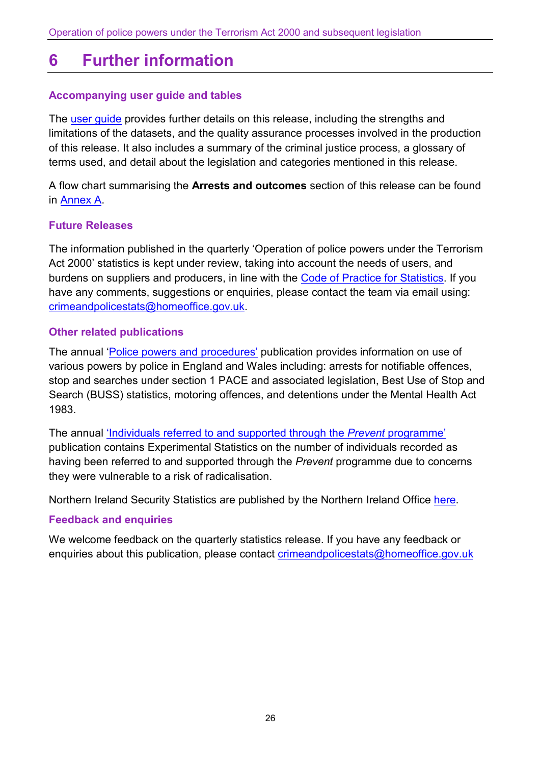# 6 Further information

## Accompanying user guide and tables

The user guide provides further details on this release, including the strengths and limitations of the datasets, and the quality assurance processes involved in the production of this release. It also includes a summary of the criminal justice process, a glossary of terms used, and detail about the legislation and categories mentioned in this release.

A flow chart summarising the **Arrests and outcomes** section of this release can be found in Annex A.

## Future Releases

The information published in the quarterly 'Operation of police powers under the Terrorism Act 2000' statistics is kept under review, taking into account the needs of users, and burdens on suppliers and producers, in line with the Code of Practice for Statistics. If you have any comments, suggestions or enquiries, please contact the team via email using: crimeandpolicestats@homeoffice.gov.uk.

## Other related publications

The annual 'Police powers and procedures' publication provides information on use of various powers by police in England and Wales including: arrests for notifiable offences, stop and searches under section 1 PACE and associated legislation, Best Use of Stop and Search (BUSS) statistics, motoring offences, and detentions under the Mental Health Act 1983.

The annual 'Individuals referred to and supported through the *Prevent* programme' publication contains Experimental Statistics on the number of individuals recorded as having been referred to and supported through the *Prevent* programme due to concerns they were vulnerable to a risk of radicalisation.

Northern Ireland Security Statistics are published by the Northern Ireland Office here.

## Feedback and enquiries

We welcome feedback on the quarterly statistics release. If you have any feedback or enquiries about this publication, please contact crimeandpolicestats@homeoffice.gov.uk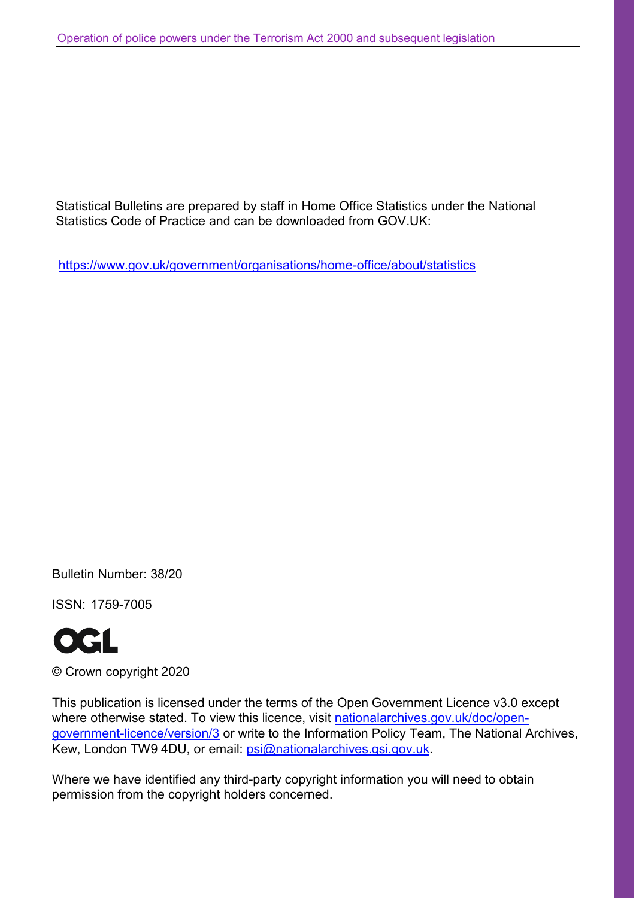Statistical Bulletins are prepared by staff in Home Office Statistics under the National Statistics Code of Practice and can be downloaded from GOV.UK:

https://www.gov.uk/government/organisations/home-office/about/statistics

Bulletin Number: 38/20

ISSN: 1759-7005

OGL

© Crown copyright 2020

This publication is licensed under the terms of the Open Government Licence v3.0 except where otherwise stated. To view this licence, visit nationalarchives.gov.uk/doc/open-government-licence/version/3 or write to the Information Policy Team, The National Archives, Kew, London TW9 4DU, or email: psi@nationalarchives.gsi.gov.uk.

Where we have identified any third-party copyright information you will need to obtain permission from the copyright holders concerned.